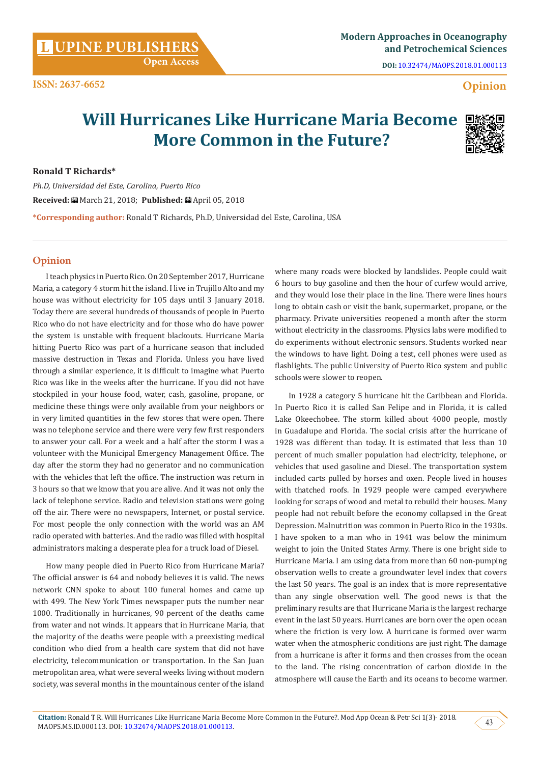# Will Hurricanes Like Hurricane Maria Become More Common in the Future?

**Ronald T Richards***

*Ph.D, Universidad del Este, Carolina, Puerto Rico*

**Received:** March 21, 2018; **Published:** April 05, 2018

***Corresponding author:** Ronald T Richards, Ph.D, Universidad del Este, Carolina, USA

## Opinion

I teach physics in Puerto Rico. On 20 September 2017, Hurricane Maria, a category 4 storm hit the island. I live in Trujillo Alto and my house was without electricity for 105 days until 3 January 2018. Today there are several hundreds of thousands of people in Puerto Rico who do not have electricity and for those who do have power the system is unstable with frequent blackouts. Hurricane Maria hitting Puerto Rico was part of a hurricane season that included massive destruction in Texas and Florida. Unless you have lived through a similar experience, it is difficult to imagine what Puerto Rico was like in the weeks after the hurricane. If you did not have stockpiled in your house food, water, cash, gasoline, propane, or medicine these things were only available from your neighbors or in very limited quantities in the few stores that were open. There was no telephone service and there were very few first responders to answer your call. For a week and a half after the storm I was a volunteer with the Municipal Emergency Management Office. The day after the storm they had no generator and no communication with the vehicles that left the office. The instruction was return in 3 hours so that we know that you are alive. And it was not only the lack of telephone service. Radio and television stations were going off the air. There were no newspapers, Internet, or postal service. For most people the only connection with the world was an AM radio operated with batteries. And the radio was filled with hospital administrators making a desperate plea for a truck load of Diesel.

How many people died in Puerto Rico from Hurricane Maria? The official answer is 64 and nobody believes it is valid. The news network CNN spoke to about 100 funeral homes and came up with 499. The New York Times newspaper puts the number near 1000. Traditionally in hurricanes, 90 percent of the deaths came from water and not winds. It appears that in Hurricane Maria, that the majority of the deaths were people with a preexisting medical condition who died from a health care system that did not have electricity, telecommunication or transportation. In the San Juan metropolitan area, what were several weeks living without modern society, was several months in the mountainous center of the island where many roads were blocked by landslides. People could wait 6 hours to buy gasoline and then the hour of curfew would arrive, and they would lose their place in the line. There were lines hours long to obtain cash or visit the bank, supermarket, propane, or the pharmacy. Private universities reopened a month after the storm without electricity in the classrooms. Physics labs were modified to do experiments without electronic sensors. Students worked near the windows to have light. Doing a test, cell phones were used as flashlights. The public University of Puerto Rico system and public schools were slower to reopen.

In 1928 a category 5 hurricane hit the Caribbean and Florida. In Puerto Rico it is called San Felipe and in Florida, it is called Lake Okeechobee. The storm killed about 4000 people, mostly in Guadalupe and Florida. The social crisis after the hurricane of 1928 was different than today. It is estimated that less than 10 percent of much smaller population had electricity, telephone, or vehicles that used gasoline and Diesel. The transportation system included carts pulled by horses and oxen. People lived in houses with thatched roofs. In 1929 people were camped everywhere looking for scraps of wood and metal to rebuild their houses. Many people had not rebuilt before the economy collapsed in the Great Depression. Malnutrition was common in Puerto Rico in the 1930s. I have spoken to a man who in 1941 was below the minimum weight to join the United States Army. There is one bright side to Hurricane Maria. I am using data from more than 60 non-pumping observation wells to create a groundwater level index that covers the last 50 years. The goal is an index that is more representative than any single observation well. The good news is that the preliminary results are that Hurricane Maria is the largest recharge event in the last 50 years. Hurricanes are born over the open ocean where the friction is very low. A hurricane is formed over warm water when the atmospheric conditions are just right. The damage from a hurricane is after it forms and then crosses from the ocean to the land. The rising concentration of carbon dioxide in the atmosphere will cause the Earth and its oceans to become warmer.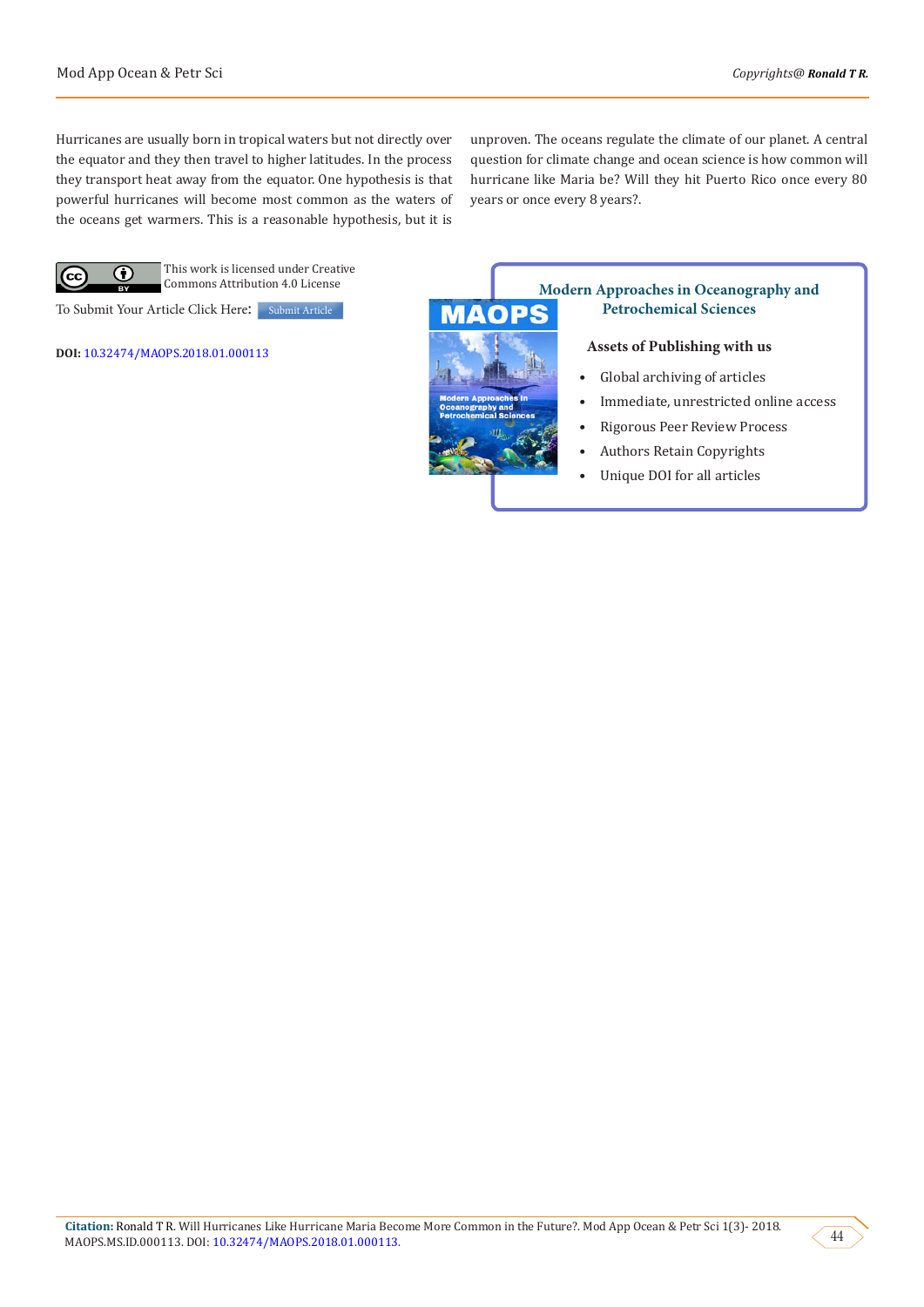Hurricanes are usually born in tropical waters but not directly over the equator and they then travel to higher latitudes. In the process they transport heat away from the equator. One hypothesis is that powerful hurricanes will become most common as the waters of the oceans get warmers. This is a reasonable hypothesis, but it is unproven. The oceans regulate the climate of our planet. A central question for climate change and ocean science is how common will hurricane like Maria be? Will they hit Puerto Rico once every 80 years or once every 8 years?.

This work is licensed under Creative Commons Attribution 4.0 License

To Submit Your Article Click Here: Submit Article

**DOI:** 10.32474/MAOPS.2018.01.000113

**Modern Approaches in Oceanography and Petrochemical Sciences**

MAOPS

**Assets of Publishing with us**

- Global archiving of articles
- Immediate, unrestricted online access
- Rigorous Peer Review Process
- Authors Retain Copyrights
- Unique DOI for all articles

**Citation:** Ronald T R. Will Hurricanes Like Hurricane Maria Become More Common in the Future?. Mod App Ocean & Petr Sci 1(3)- 2018. MAOPS.MS.ID.000113. DOI: 10.32474/MAOPS.2018.01.000113.